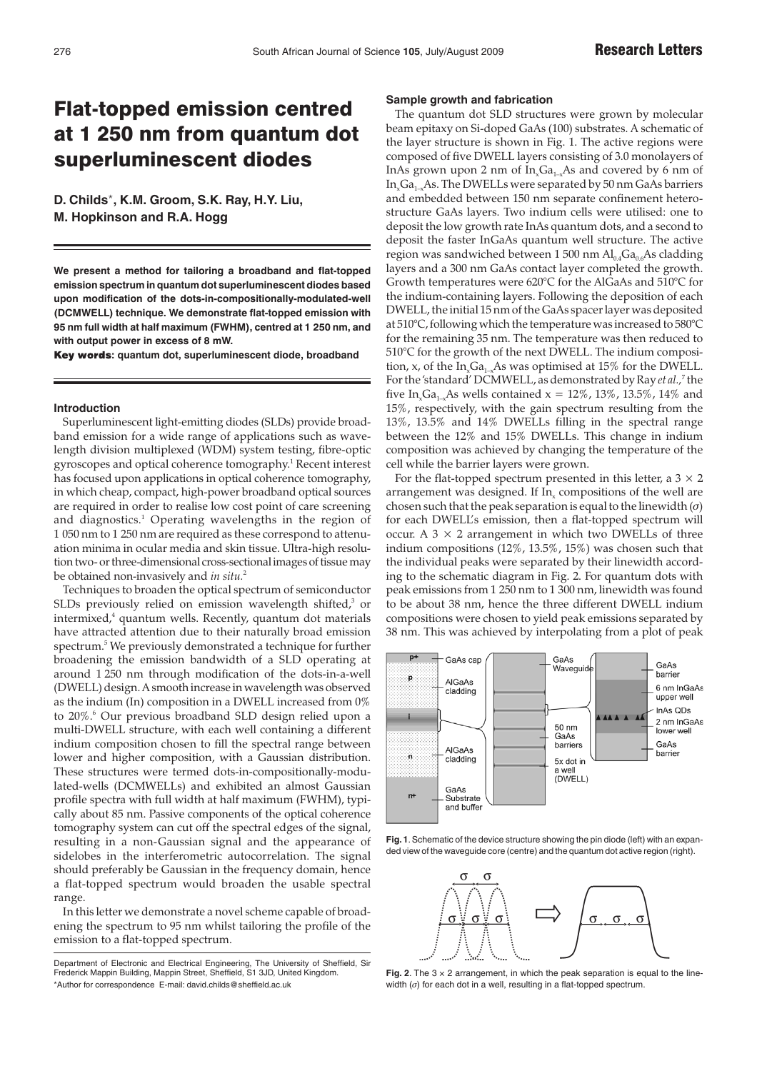# Flat-topped emission centred at 1 250 nm from quantum dot superluminescent diodes

**D. Childs***, **K.M. Groom, S.K. Ray, H.Y. Liu, M. Hopkinson and R.A. Hogg**

**We present a method for tailoring a broadband and flat-topped emission spectrum in quantum dot superluminescent diodes based upon modification of the dots-in-compositionally-modulated-well (DCMWELL) technique. We demonstrate flat-topped emission with 95 nm full width at half maximum (FWHM), centred at 1 250 nm, and with output power in excess of 8 mW.**

**Key words: quantum dot, superluminescent diode, broadband**

## Introduction

Superluminescent light-emitting diodes (SLDs) provide broadband emission for a wide range of applications such as wavelength division multiplexed (WDM) system testing, fibre-optic gyroscopes and optical coherence tomography.[1] Recent interest has focused upon applications in optical coherence tomography, in which cheap, compact, high-power broadband optical sources are required in order to realise low cost point of care screening and diagnostics.[1] Operating wavelengths in the region of 1 050 nm to 1 250 nm are required as these correspond to attenuation minima in ocular media and skin tissue. Ultra-high resolution two- or three-dimensional cross-sectional images of tissue may be obtained non-invasively and *in situ*.[2]

Techniques to broaden the optical spectrum of semiconductor SLDs previously relied on emission wavelength shifted,[3] or intermixed,[4] quantum wells. Recently, quantum dot materials have attracted attention due to their naturally broad emission spectrum.[5] We previously demonstrated a technique for further broadening the emission bandwidth of a SLD operating at around 1 250 nm through modification of the dots-in-a-well (DWELL) design. A smooth increase in wavelength was observed as the indium (In) composition in a DWELL increased from 0% to 20%.[6] Our previous broadband SLD design relied upon a multi-DWELL structure, with each well containing a different indium composition chosen to fill the spectral range between lower and higher composition, with a Gaussian distribution. These structures were termed dots-in-compositionally-modulated-wells (DCMWELLs) and exhibited an almost Gaussian profile spectra with full width at half maximum (FWHM), typically about 85 nm. Passive components of the optical coherence tomography system can cut off the spectral edges of the signal, resulting in a non-Gaussian signal and the appearance of sidelobes in the interferometric autocorrelation. The signal should preferably be Gaussian in the frequency domain, hence a flat-topped spectrum would broaden the usable spectral range.

In this letter we demonstrate a novel scheme capable of broadening the spectrum to 95 nm whilst tailoring the profile of the emission to a flat-topped spectrum.

Department of Electronic and Electrical Engineering, The University of Sheffield, Sir Frederick Mappin Building, Mappin Street, Sheffield, S1 3JD, United Kingdom.
*Author for correspondence E-mail: david.childs@sheffield.ac.uk

## Sample growth and fabrication

The quantum dot SLD structures were grown by molecular beam epitaxy on Si-doped GaAs (100) substrates. A schematic of the layer structure is shown in Fig. 1. The active regions were composed of five DWELL layers consisting of 3.0 monolayers of InAs grown upon 2 nm of $In_xGa_{1-x}As$ and covered by 6 nm of $In_xGa_{1-x}As$. The DWELLs were separated by 50 nm GaAs barriers and embedded between 150 nm separate confinement heterostructure GaAs layers. Two indium cells were utilised: one to deposit the low growth rate InAs quantum dots, and a second to deposit the faster InGaAs quantum well structure. The active region was sandwiched between 1 500 nm $Al_{0.4}Ga_{0.6}As$ cladding layers and a 300 nm GaAs contact layer completed the growth. Growth temperatures were 620°C for the AlGaAs and 510°C for the indium-containing layers. Following the deposition of each DWELL, the initial 15 nm of the GaAs spacer layer was deposited at 510°C, following which the temperature was increased to 580°C for the remaining 35 nm. The temperature was then reduced to 510°C for the growth of the next DWELL. The indium composition, x, of the $In_xGa_{1-x}As$ was optimised at 15% for the DWELL. For the 'standard' DCMWELL, as demonstrated by Ray *et al.*,[7] the five $In_xGa_{1-x}As$ wells contained x = 12%, 13%, 13.5%, 14% and 15%, respectively, with the gain spectrum resulting from the 13%, 13.5% and 14% DWELLs filling in the spectral range between the 12% and 15% DWELLs. This change in indium composition was achieved by changing the temperature of the cell while the barrier layers were grown.

For the flat-topped spectrum presented in this letter, a 3 × 2 arrangement was designed. If $In_x$ compositions of the well are chosen such that the peak separation is equal to the linewidth ($\sigma$) for each DWELL's emission, then a flat-topped spectrum will occur. A 3 × 2 arrangement in which two DWELLs of three indium compositions (12%, 13.5%, 15%) was chosen such that the individual peaks were separated by their linewidth according to the schematic diagram in Fig. 2. For quantum dots with peak emissions from 1 250 nm to 1 300 nm, linewidth was found to be about 38 nm, hence the three different DWELL indium compositions were chosen to yield peak emissions separated by 38 nm. This was achieved by interpolating from a plot of peak

**Fig. 1**. Schematic of the device structure showing the pin diode (left) with an expanded view of the waveguide core (centre) and the quantum dot active region (right).

**Fig. 2**. The 3 × 2 arrangement, in which the peak separation is equal to the linewidth ($\sigma$) for each dot in a well, resulting in a flat-topped spectrum.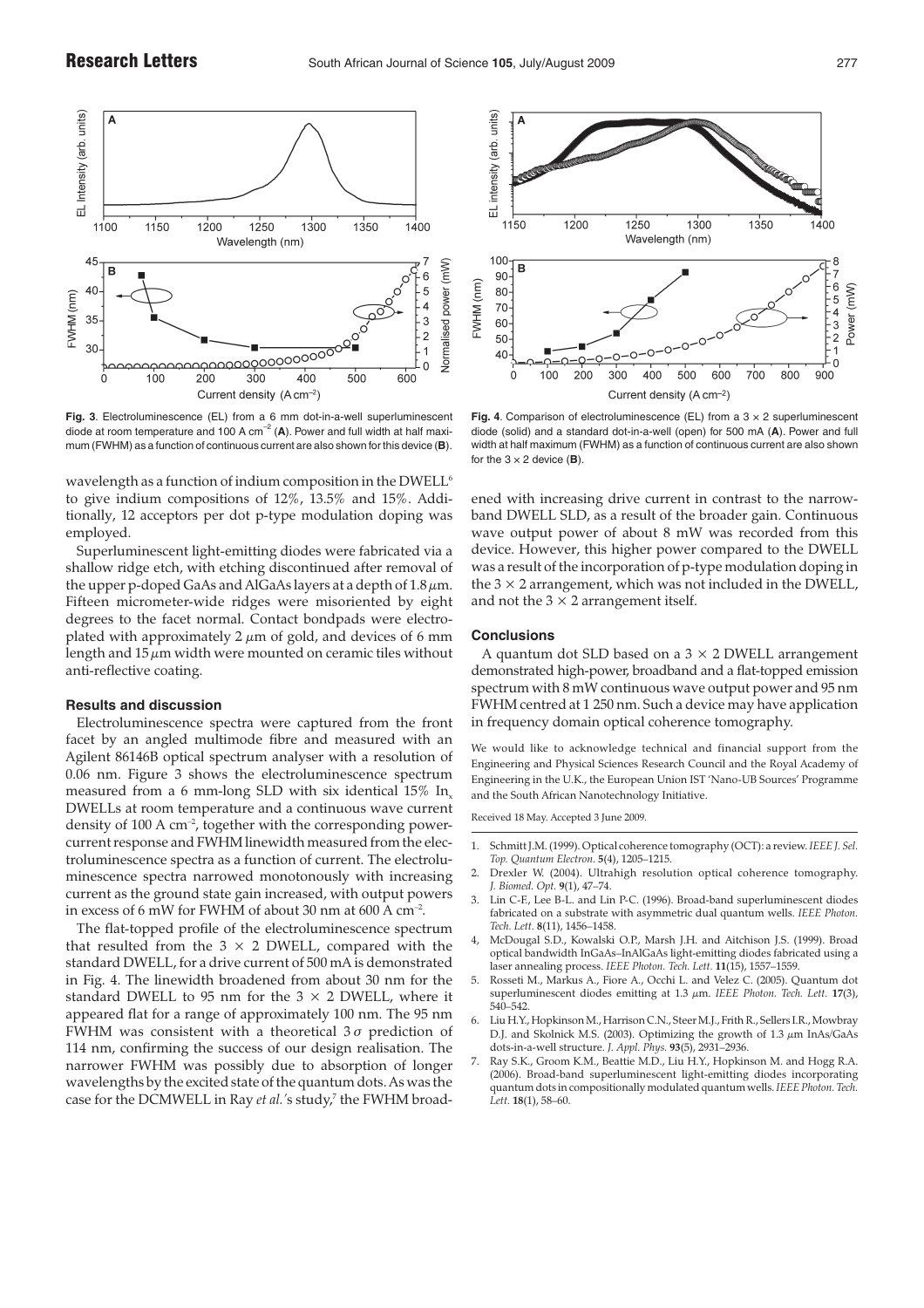A

EL Intensity (arb. units)

1100 1150 1200 1250 1300 1350 1400

Wavelength (nm)

B

FWHM (nm)

45 40 35 30

Normalised power (mW)

7 6 5 4 3 2 1 0

0 100 200 300 400 500 600

Current density (A cm$^{-2}$)

**Fig. 3**. Electroluminescence (EL) from a 6 mm dot-in-a-well superluminescent diode at room temperature and 100 A cm$^{-2}$ (**A**). Power and full width at half maximum (FWHM) as a function of continuous current are also shown for this device (**B**).

A

EL intensity (arb. units)

1150 1200 1250 1300 1350 1400

Wavelength (nm)

B

FWHM (nm)

100 90 80 70 60 50 40

Power (mW)

8 7 6 5 4 3 2 1 0

0 100 200 300 400 500 600 700 800 900

Current density (A cm$^{-2}$)

**Fig. 4**. Comparison of electroluminescence (EL) from a $3 \times 2$ superluminescent diode (solid) and a standard dot-in-a-well (open) for 500 mA (**A**). Power and full width at half maximum (FWHM) as a function of continuous current are also shown for the $3 \times 2$ device (**B**).

wavelength as a function of indium composition in the DWELL[6] to give indium compositions of 12%, 13.5% and 15%. Additionally, 12 acceptors per dot p-type modulation doping was employed.

Superluminescent light-emitting diodes were fabricated via a shallow ridge etch, with etching discontinued after removal of the upper p-doped GaAs and AlGaAs layers at a depth of 1.8 $\mu$m. Fifteen micrometer-wide ridges were misoriented by eight degrees to the facet normal. Contact bondpads were electroplated with approximately 2 $\mu$m of gold, and devices of 6 mm length and 15 $\mu$m width were mounted on ceramic tiles without anti-reflective coating.

### Results and discussion

Electroluminescence spectra were captured from the front facet by an angled multimode fibre and measured with an Agilent 86146B optical spectrum analyser with a resolution of 0.06 nm. Figure 3 shows the electroluminescence spectrum measured from a 6 mm-long SLD with six identical 15% $In_x$ DWELLs at room temperature and a continuous wave current density of 100 A cm$^{-2}$, together with the corresponding power-current response and FWHM linewidth measured from the electroluminescence spectra as a function of current. The electroluminescence spectra narrowed monotonously with increasing current as the ground state gain increased, with output powers in excess of 6 mW for FWHM of about 30 nm at 600 A cm$^{-2}$.

The flat-topped profile of the electroluminescence spectrum that resulted from the $3 \times 2$ DWELL, compared with the standard DWELL, for a drive current of 500 mA is demonstrated in Fig. 4. The linewidth broadened from about 30 nm for the standard DWELL to 95 nm for the $3 \times 2$ DWELL, where it appeared flat for a range of approximately 100 nm. The 95 nm FWHM was consistent with a theoretical $3\sigma$ prediction of 114 nm, confirming the success of our design realisation. The narrower FWHM was possibly due to absorption of longer wavelengths by the excited state of the quantum dots. As was the case for the DCMWELL in Ray *et al.*'s study,[7] the FWHM broadened with increasing drive current in contrast to the narrow-band DWELL SLD, as a result of the broader gain. Continuous wave output power of about 8 mW was recorded from this device. However, this higher power compared to the DWELL was a result of the incorporation of p-type modulation doping in the $3 \times 2$ arrangement, which was not included in the DWELL, and not the $3 \times 2$ arrangement itself.

### Conclusions

A quantum dot SLD based on a $3 \times 2$ DWELL arrangement demonstrated high-power, broadband and a flat-topped emission spectrum with 8 mW continuous wave output power and 95 nm FWHM centred at 1 250 nm. Such a device may have application in frequency domain optical coherence tomography.

We would like to acknowledge technical and financial support from the Engineering and Physical Sciences Research Council and the Royal Academy of Engineering in the U.K., the European Union IST 'Nano-UB Sources' Programme and the South African Nanotechnology Initiative.

Received 18 May. Accepted 3 June 2009.

1. Schmitt J.M. (1999). Optical coherence tomography (OCT): a review. *IEEE J. Sel. Top. Quantum Electron.* **5**(4), 1205–1215.
2. Drexler W. (2004). Ultrahigh resolution optical coherence tomography. *J. Biomed. Opt.* **9**(1), 47–74.
3. Lin C-F., Lee B-L. and Lin P-C. (1996). Broad-band superluminescent diodes fabricated on a substrate with asymmetric dual quantum wells. *IEEE Photon. Tech. Lett.* **8**(11), 1456–1458.
4. McDougal S.D., Kowalski O.P., Marsh J.H. and Aitchison J.S. (1999). Broad optical bandwidth InGaAs–InAlGaAs light-emitting diodes fabricated using a laser annealing process. *IEEE Photon. Tech. Lett.* **11**(15), 1557–1559.
5. Rosseti M., Markus A., Fiore A., Occhi L. and Velez C. (2005). Quantum dot superluminescent diodes emitting at 1.3 $\mu$m. *IEEE Photon. Tech. Lett.* **17**(3), 540–542.
6. Liu H.Y., Hopkinson M., Harrison C.N., Steer M.J., Frith R., Sellers I.R., Mowbray D.J. and Skolnick M.S. (2003). Optimizing the growth of 1.3 $\mu$m InAs/GaAs dots-in-a-well structure. *J. Appl. Phys.* **93**(5), 2931–2936.
7. Ray S.K., Groom K.M., Beattie M.D., Liu H.Y., Hopkinson M. and Hogg R.A. (2006). Broad-band superluminescent light-emitting diodes incorporating quantum dots in compositionally modulated quantum wells. *IEEE Photon. Tech. Lett.* **18**(1), 58–60.